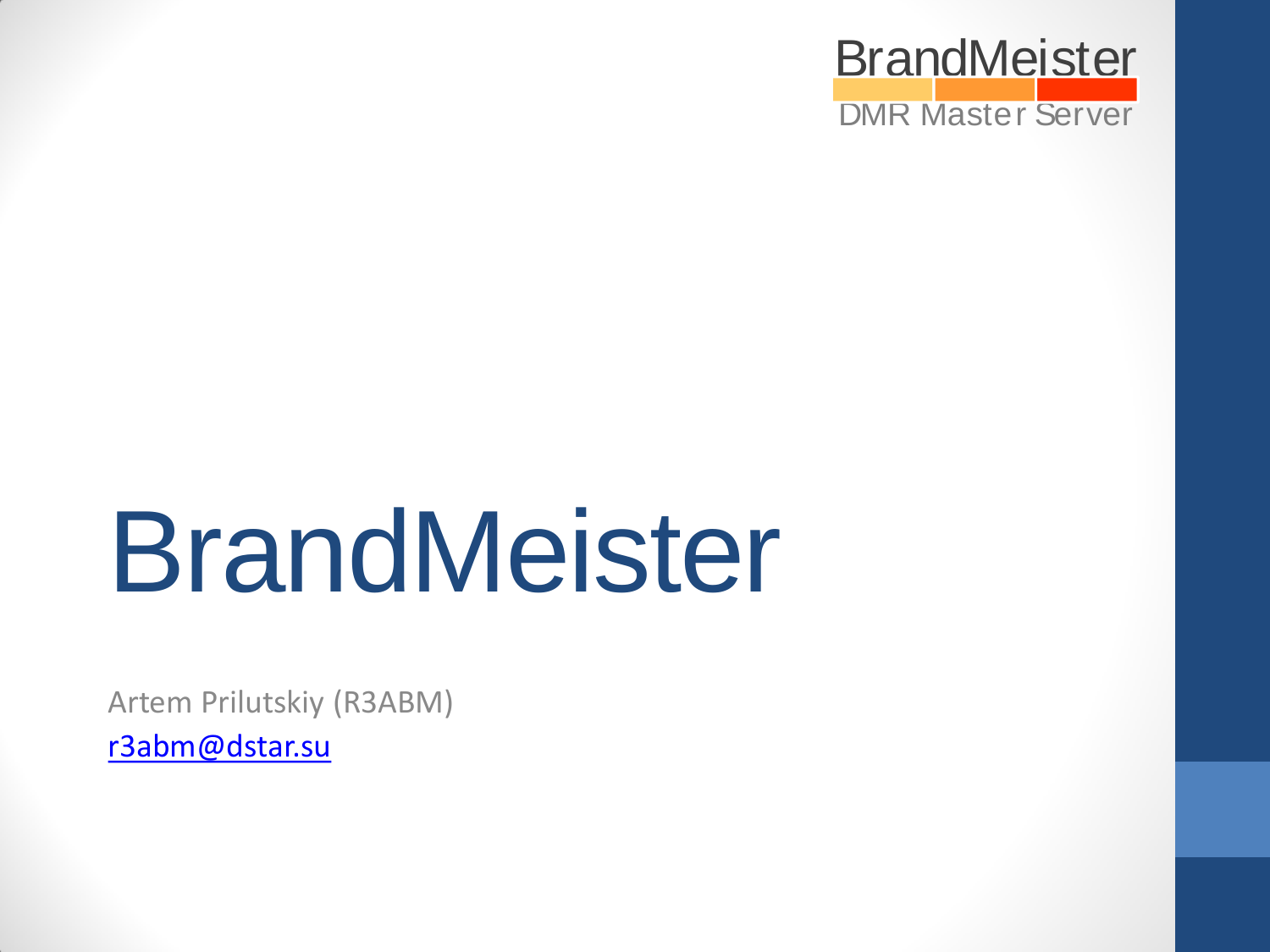BrandMeister

DMR Master Server

# BrandMeister

Artem Prilutskiy (R3ABM)

r3abm@dstar.su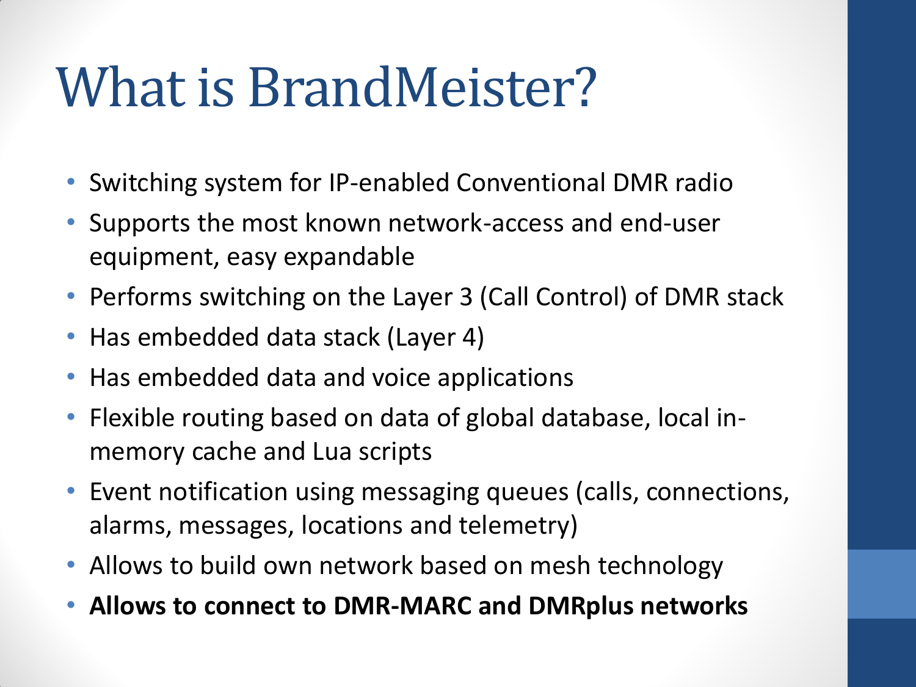# What is BrandMeister?

- Switching system for IP-enabled Conventional DMR radio
- Supports the most known network-access and end-user equipment, easy expandable
- Performs switching on the Layer 3 (Call Control) of DMR stack
- Has embedded data stack (Layer 4)
- Has embedded data and voice applications
- Flexible routing based on data of global database, local in-memory cache and Lua scripts
- Event notification using messaging queues (calls, connections, alarms, messages, locations and telemetry)
- Allows to build own network based on mesh technology
- **Allows to connect to DMR-MARC and DMRplus networks**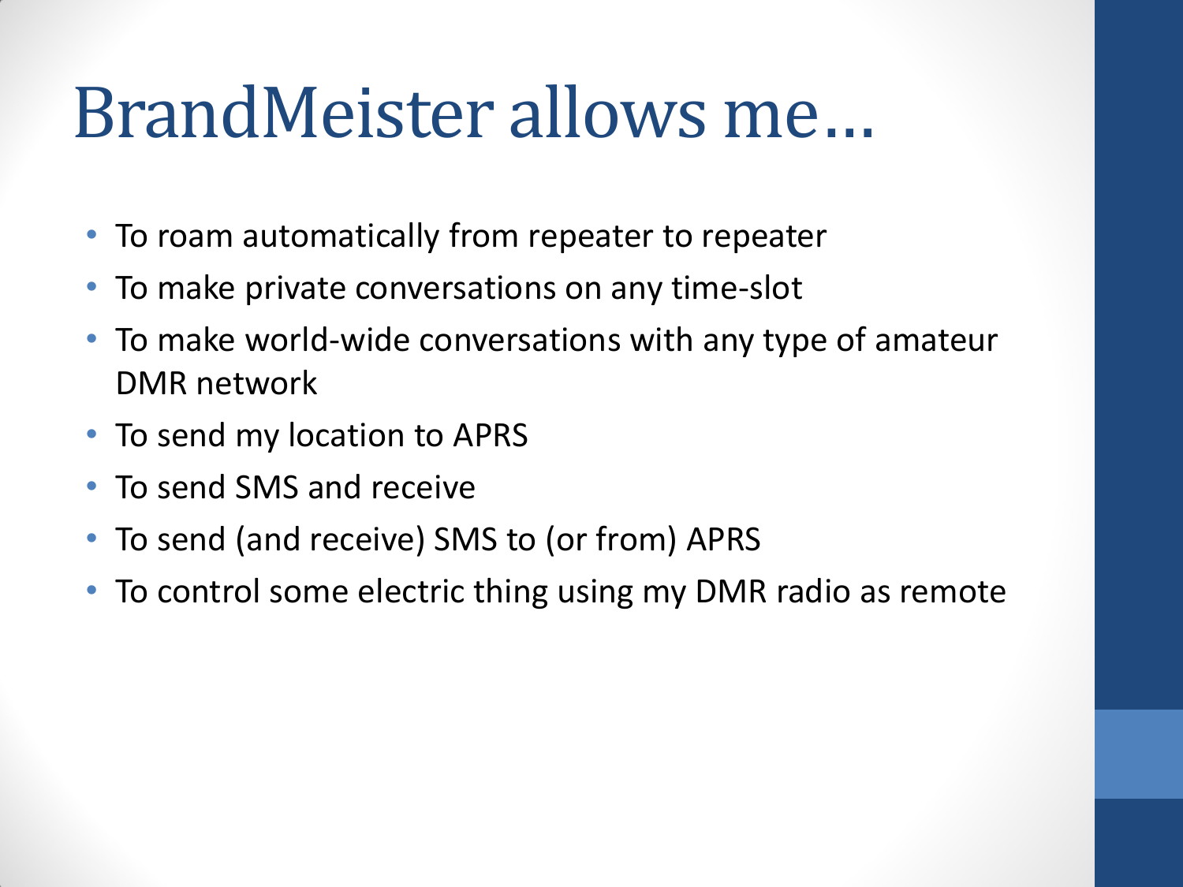# BrandMeister allows me…

- To roam automatically from repeater to repeater
- To make private conversations on any time-slot
- To make world-wide conversations with any type of amateur DMR network
- To send my location to APRS
- To send SMS and receive
- To send (and receive) SMS to (or from) APRS
- To control some electric thing using my DMR radio as remote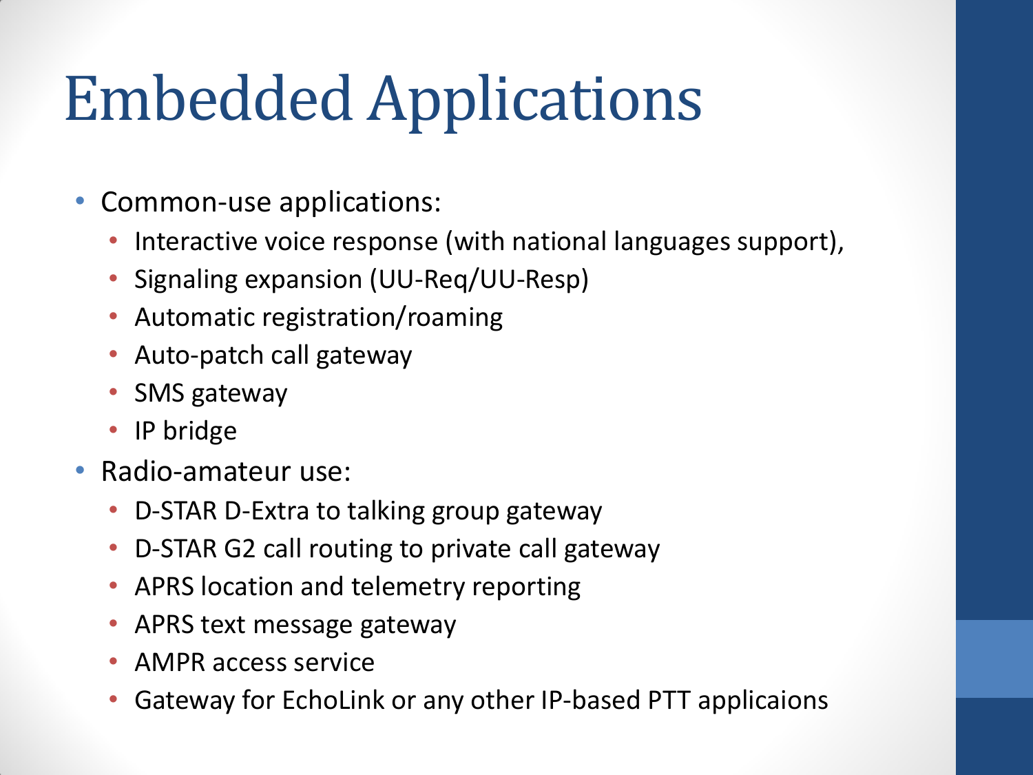# Embedded Applications

- Common-use applications:
  - Interactive voice response (with national languages support),
  - Signaling expansion (UU-Req/UU-Resp)
  - Automatic registration/roaming
  - Auto-patch call gateway
  - SMS gateway
  - IP bridge
- Radio-amateur use:
  - D-STAR D-Extra to talking group gateway
  - D-STAR G2 call routing to private call gateway
  - APRS location and telemetry reporting
  - APRS text message gateway
  - AMPR access service
  - Gateway for EchoLink or any other IP-based PTT applicaions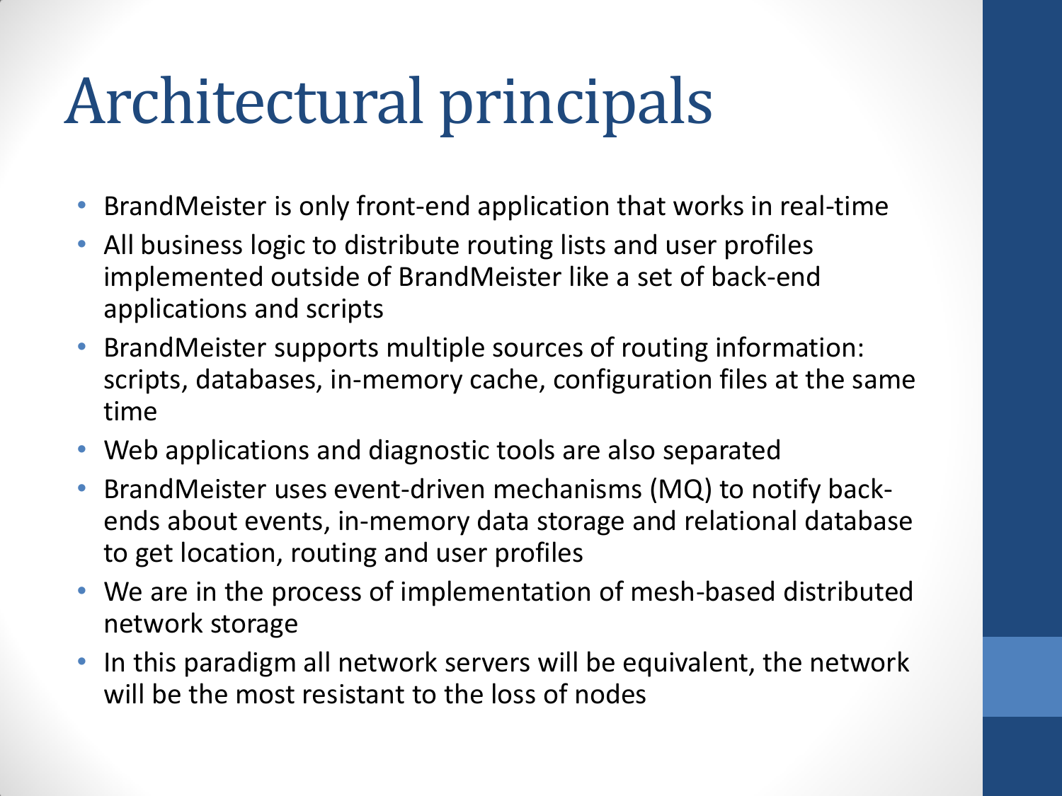# Architectural principals

- BrandMeister is only front-end application that works in real-time
- All business logic to distribute routing lists and user profiles implemented outside of BrandMeister like a set of back-end applications and scripts
- BrandMeister supports multiple sources of routing information: scripts, databases, in-memory cache, configuration files at the same time
- Web applications and diagnostic tools are also separated
- BrandMeister uses event-driven mechanisms (MQ) to notify back-ends about events, in-memory data storage and relational database to get location, routing and user profiles
- We are in the process of implementation of mesh-based distributed network storage
- In this paradigm all network servers will be equivalent, the network will be the most resistant to the loss of nodes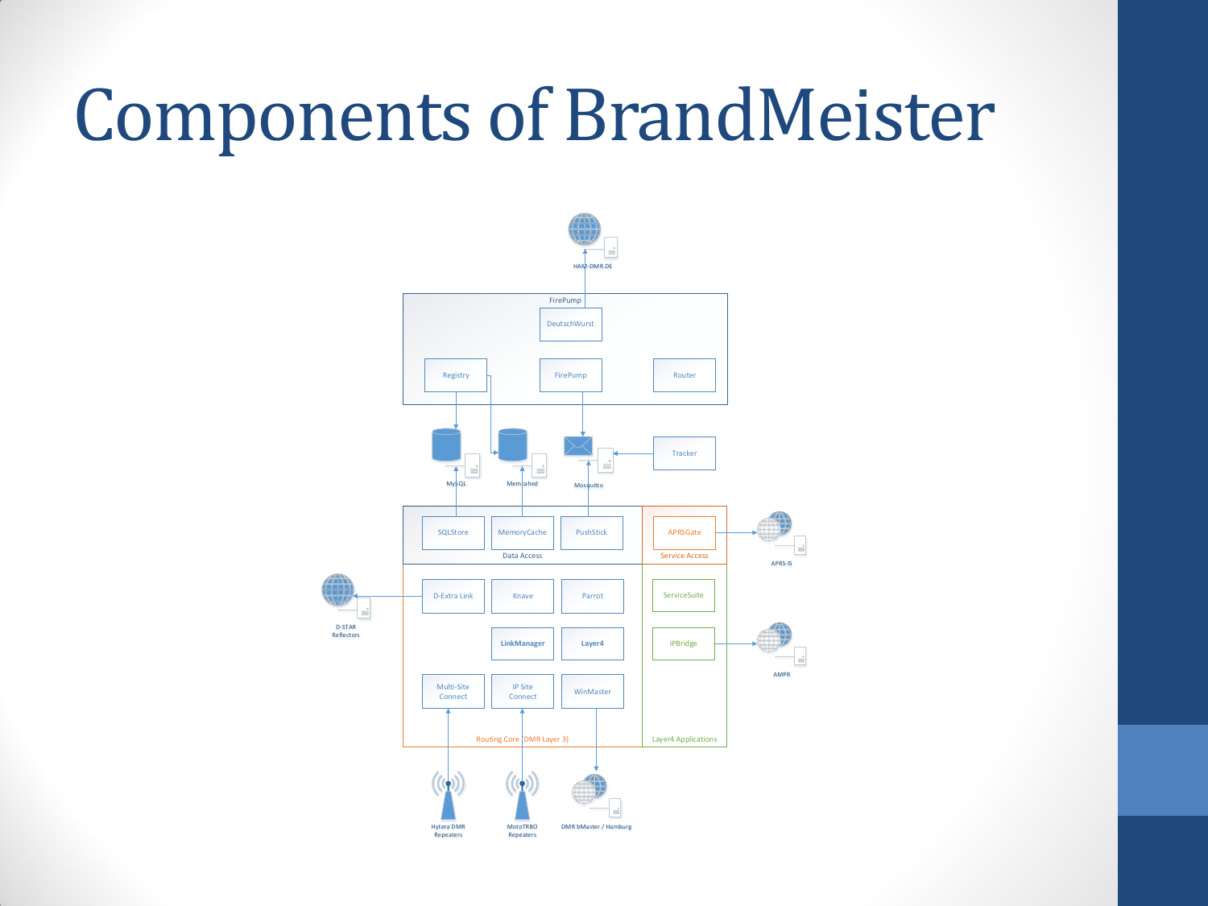# Components of BrandMeister

HAM-DMR.DE

FirePump

DeutschWurst

Registry

FirePump

Router

MySQL

Memcached

Mosquitto

Tracker

SQLStore

MemoryCache

PushStick

Data Access

APRSGate

Service Access

APRS-IS

D-Extra Link

Knave

Parrot

ServiceSuite

D-STAR Reflectors

LinkManager

Layer4

IPBridge

AMPR

Multi-Site Connect

IP Site Connect

WinMaster

Routing Core (DMR Layer 3)

Layer4 Applications

Hytera DMR Repeaters

MotoTRBO Repeaters

DMR bMaster / Hamburg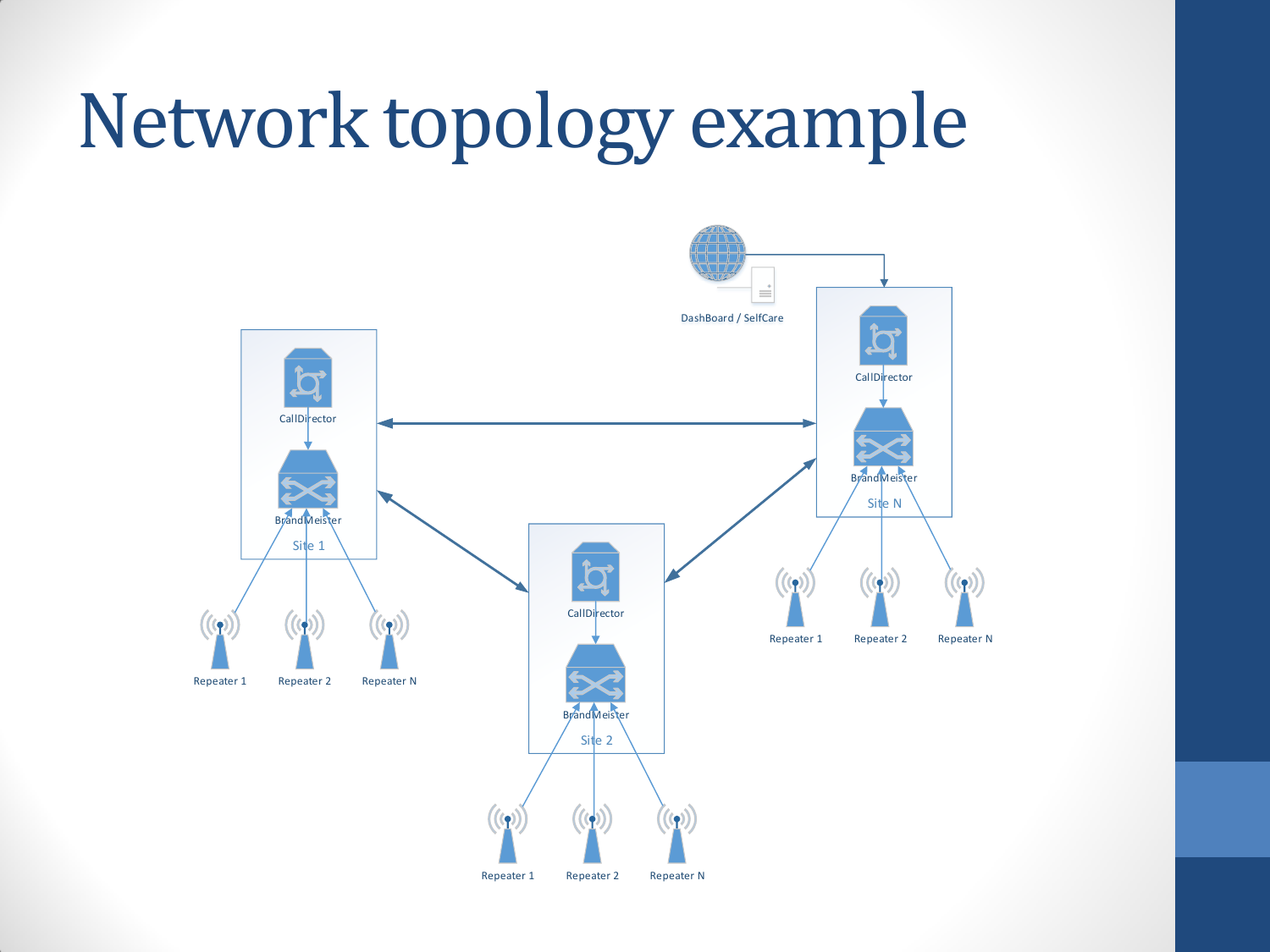# Network topology example

DashBoard / SelfCare

CallDirector

BrandMeister

Site 1

Repeater 1

Repeater 2

Repeater N

CallDirector

BrandMeister

Site 2

Repeater 1

Repeater 2

Repeater N

CallDirector

BrandMeister

Site N

Repeater 1

Repeater 2

Repeater N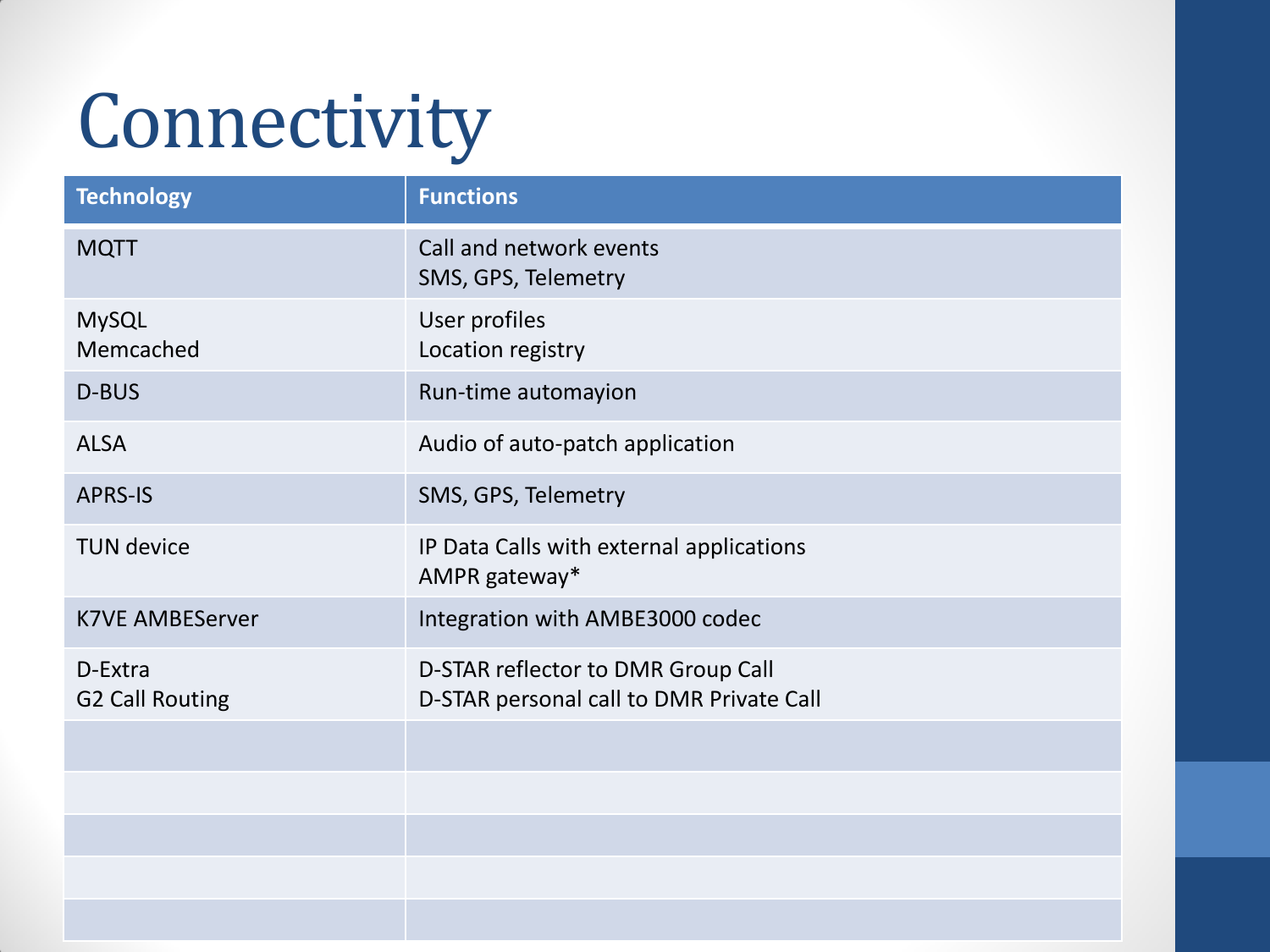# Connectivity

| Technology | Functions |
|---|---|
| MQTT | Call and network events<br>SMS, GPS, Telemetry |
| MySQL<br>Memcached | User profiles<br>Location registry |
| D-BUS | Run-time automayion |
| ALSA | Audio of auto-patch application |
| APRS-IS | SMS, GPS, Telemetry |
| TUN device | IP Data Calls with external applications<br>AMPR gateway* |
| K7VE AMBEServer | Integration with AMBE3000 codec |
| D-Extra<br>G2 Call Routing | D-STAR reflector to DMR Group Call<br>D-STAR personal call to DMR Private Call |
| | |
| | |
| | |
| | |
| | |